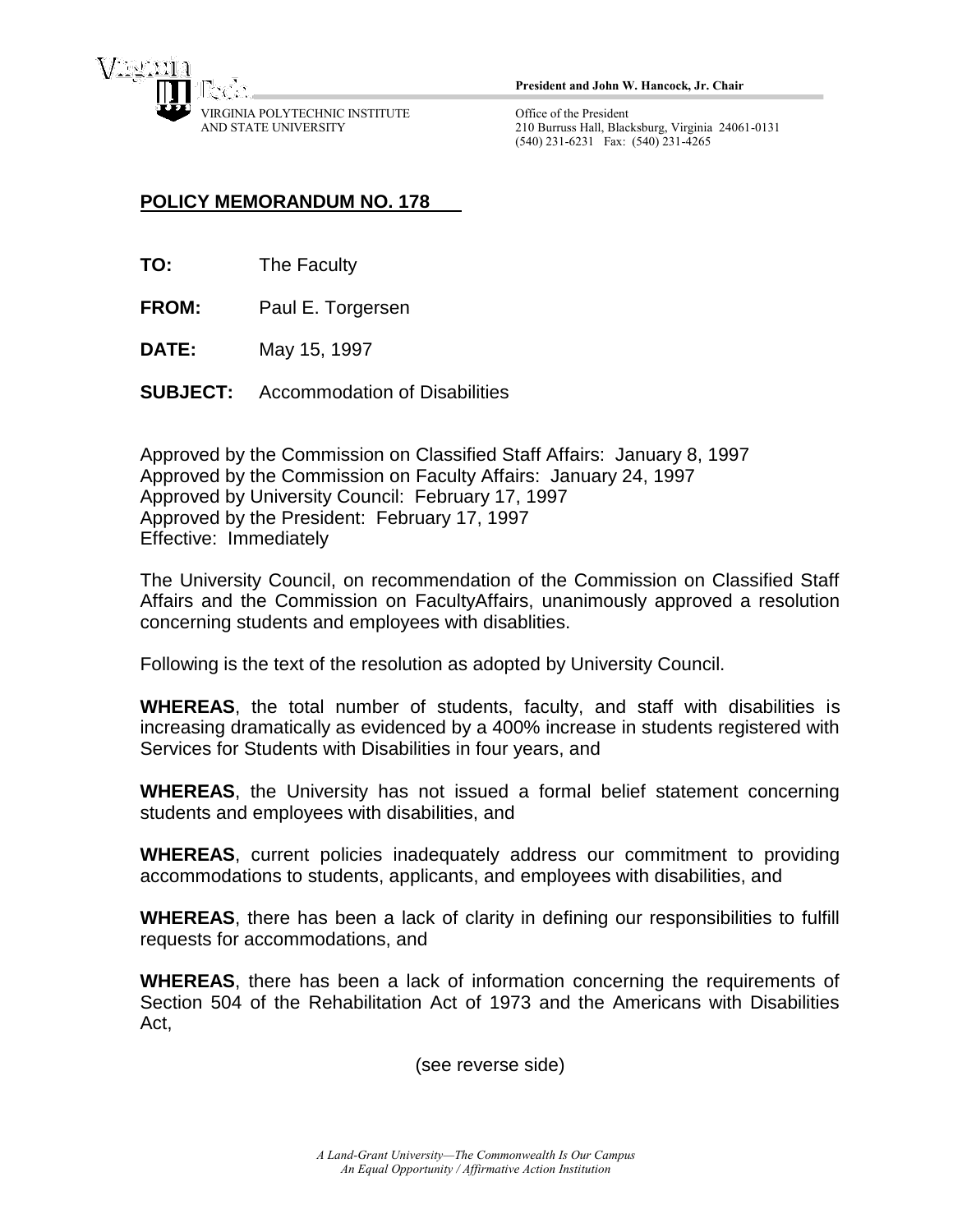VIRGINIA POLYTECHNIC INSTITUTE AND STATE UNIVERSITY

**President and John W. Hancock, Jr. Chair**

Office of the President
210 Burruss Hall, Blacksburg, Virginia 24061-0131
(540) 231-6231 Fax: (540) 231-4265

## POLICY MEMORANDUM NO. 178

**TO:** The Faculty

**FROM:** Paul E. Torgersen

**DATE:** May 15, 1997

**SUBJECT:** Accommodation of Disabilities

Approved by the Commission on Classified Staff Affairs: January 8, 1997
Approved by the Commission on Faculty Affairs: January 24, 1997
Approved by University Council: February 17, 1997
Approved by the President: February 17, 1997
Effective: Immediately

The University Council, on recommendation of the Commission on Classified Staff Affairs and the Commission on FacultyAffairs, unanimously approved a resolution concerning students and employees with disablities.

Following is the text of the resolution as adopted by University Council.

**WHEREAS**, the total number of students, faculty, and staff with disabilities is increasing dramatically as evidenced by a 400% increase in students registered with Services for Students with Disabilities in four years, and

**WHEREAS**, the University has not issued a formal belief statement concerning students and employees with disabilities, and

**WHEREAS**, current policies inadequately address our commitment to providing accommodations to students, applicants, and employees with disabilities, and

**WHEREAS**, there has been a lack of clarity in defining our responsibilities to fulfill requests for accommodations, and

**WHEREAS**, there has been a lack of information concerning the requirements of Section 504 of the Rehabilitation Act of 1973 and the Americans with Disabilities Act,

(see reverse side)

*A Land-Grant University—The Commonwealth Is Our Campus*
*An Equal Opportunity / Affirmative Action Institution*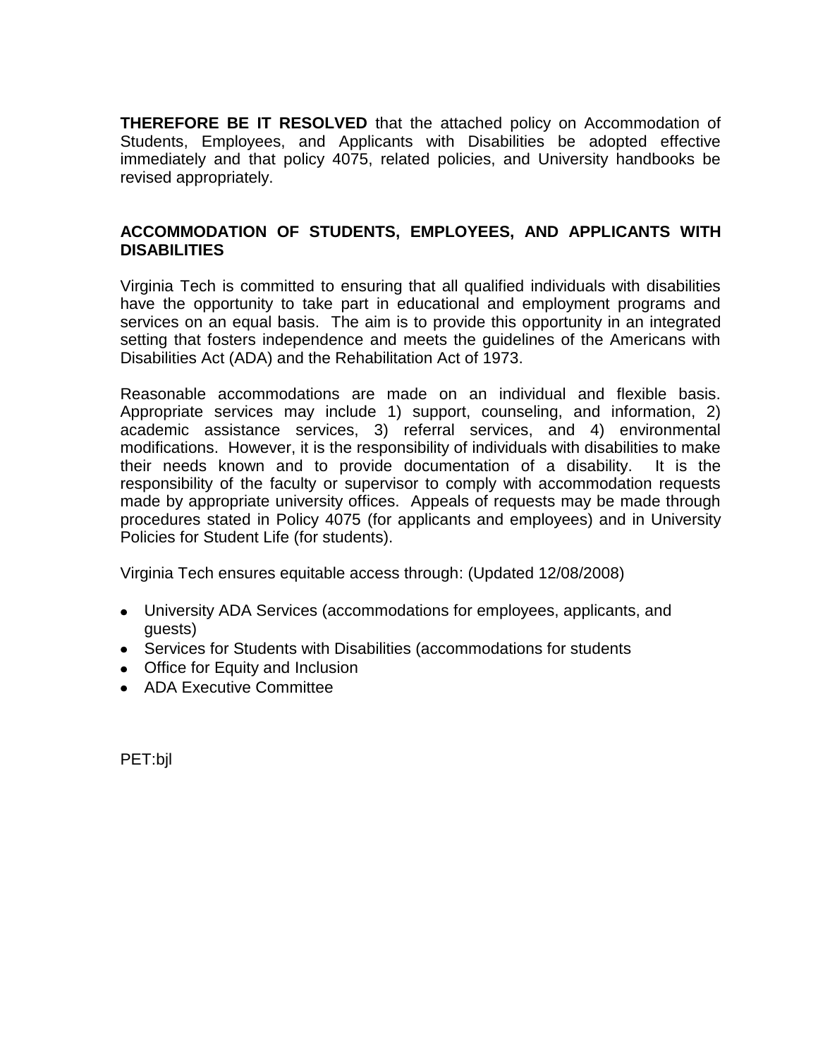**THEREFORE BE IT RESOLVED** that the attached policy on Accommodation of Students, Employees, and Applicants with Disabilities be adopted effective immediately and that policy 4075, related policies, and University handbooks be revised appropriately.

**ACCOMMODATION OF STUDENTS, EMPLOYEES, AND APPLICANTS WITH DISABILITIES**

Virginia Tech is committed to ensuring that all qualified individuals with disabilities have the opportunity to take part in educational and employment programs and services on an equal basis. The aim is to provide this opportunity in an integrated setting that fosters independence and meets the guidelines of the Americans with Disabilities Act (ADA) and the Rehabilitation Act of 1973.

Reasonable accommodations are made on an individual and flexible basis. Appropriate services may include 1) support, counseling, and information, 2) academic assistance services, 3) referral services, and 4) environmental modifications. However, it is the responsibility of individuals with disabilities to make their needs known and to provide documentation of a disability. It is the responsibility of the faculty or supervisor to comply with accommodation requests made by appropriate university offices. Appeals of requests may be made through procedures stated in Policy 4075 (for applicants and employees) and in University Policies for Student Life (for students).

Virginia Tech ensures equitable access through: (Updated 12/08/2008)

- University ADA Services (accommodations for employees, applicants, and guests)
- Services for Students with Disabilities (accommodations for students
- Office for Equity and Inclusion
- ADA Executive Committee

PET:bjl